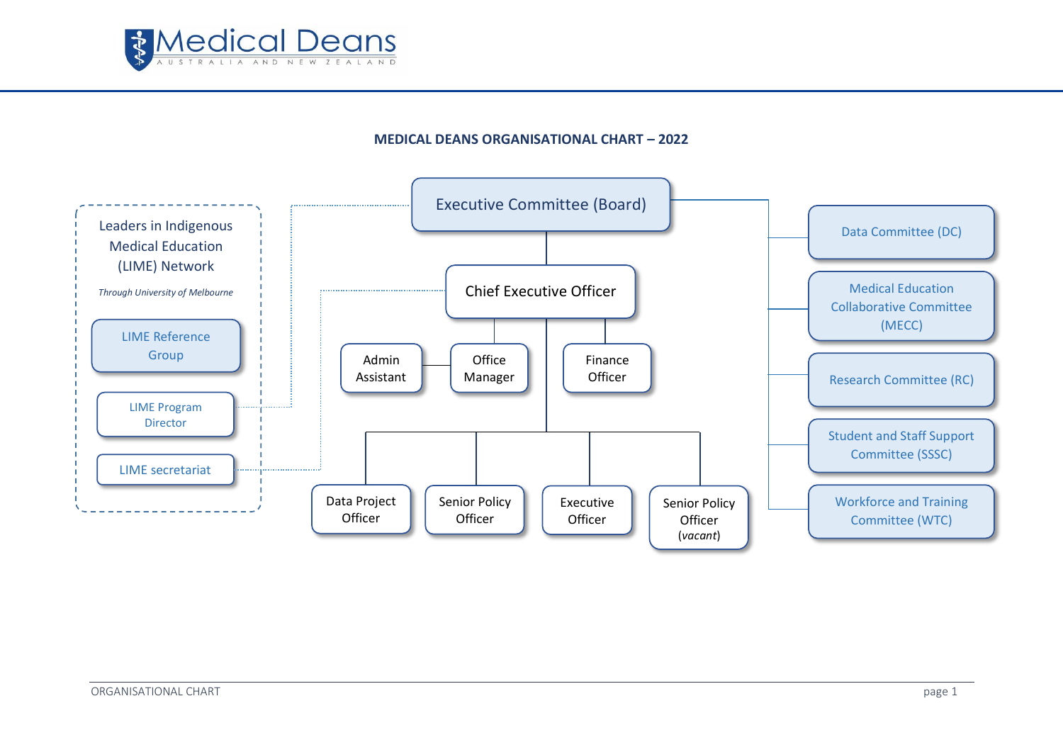Medical Deans
AUSTRALIA AND NEW ZEALAND

## MEDICAL DEANS ORGANISATIONAL CHART – 2022

- **Executive Committee (Board)**
  - Chief Executive Officer
    - Office Manager
      - Admin Assistant
    - Finance Officer
    - Data Project Officer
    - Senior Policy Officer
    - Executive Officer
    - Senior Policy Officer (*vacant*)
  - Data Committee (DC)
  - Medical Education Collaborative Committee (MECC)
  - Research Committee (RC)
  - Student and Staff Support Committee (SSSC)
  - Workforce and Training Committee (WTC)

**Leaders in Indigenous Medical Education (LIME) Network**

*Through University of Melbourne*

- LIME Reference Group
- LIME Program Director
- LIME secretariat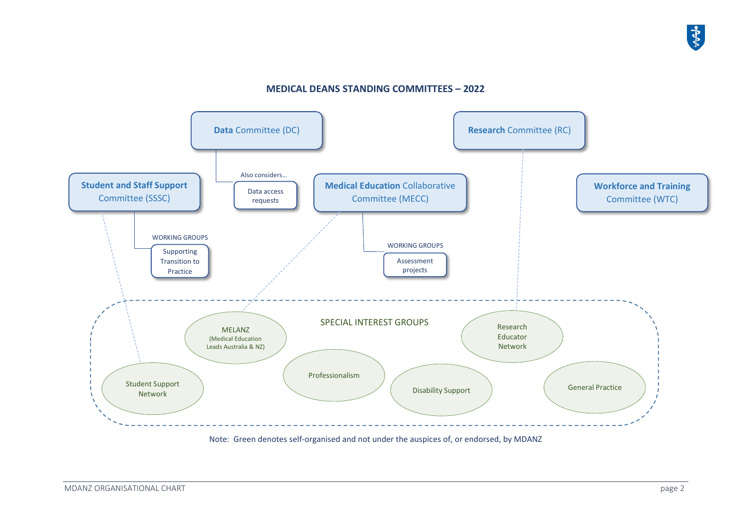## MEDICAL DEANS STANDING COMMITTEES – 2022

**Data** Committee (DC)

- Also considers...
  - Data access requests

**Research** Committee (RC)

**Student and Staff Support** Committee (SSSC)

- WORKING GROUPS
  - Supporting Transition to Practice

**Medical Education** Collaborative Committee (MECC)

- WORKING GROUPS
  - Assessment projects

**Workforce and Training** Committee (WTC)

SPECIAL INTEREST GROUPS

- MELANZ (Medical Education Leads Australia & NZ)
- Research Educator Network
- Student Support Network
- Professionalism
- Disability Support
- General Practice

Note: Green denotes self-organised and not under the auspices of, or endorsed, by MDANZ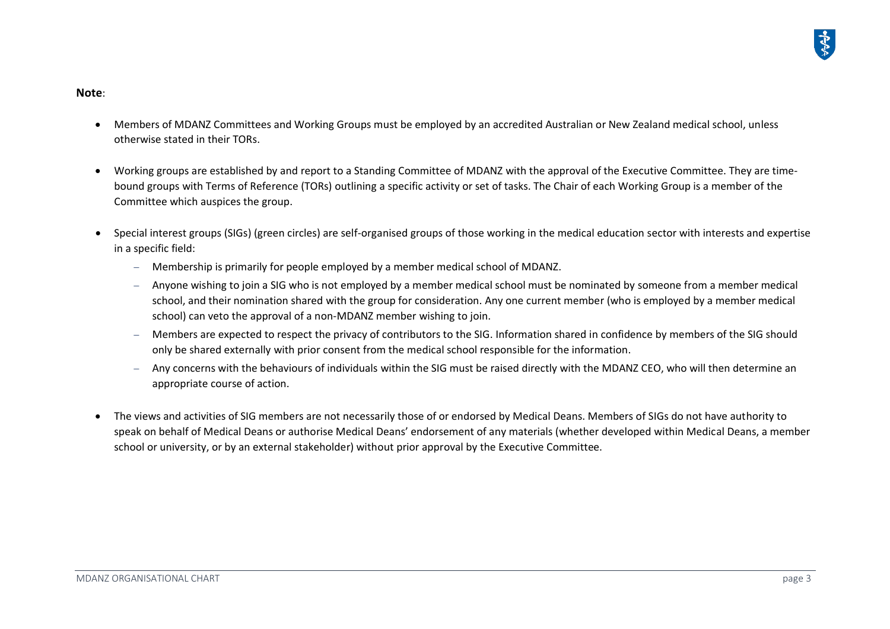**Note**:

- Members of MDANZ Committees and Working Groups must be employed by an accredited Australian or New Zealand medical school, unless otherwise stated in their TORs.
- Working groups are established by and report to a Standing Committee of MDANZ with the approval of the Executive Committee. They are time-bound groups with Terms of Reference (TORs) outlining a specific activity or set of tasks. The Chair of each Working Group is a member of the Committee which auspices the group.
- Special interest groups (SIGs) (green circles) are self-organised groups of those working in the medical education sector with interests and expertise in a specific field:
  - Membership is primarily for people employed by a member medical school of MDANZ.
  - Anyone wishing to join a SIG who is not employed by a member medical school must be nominated by someone from a member medical school, and their nomination shared with the group for consideration. Any one current member (who is employed by a member medical school) can veto the approval of a non-MDANZ member wishing to join.
  - Members are expected to respect the privacy of contributors to the SIG. Information shared in confidence by members of the SIG should only be shared externally with prior consent from the medical school responsible for the information.
  - Any concerns with the behaviours of individuals within the SIG must be raised directly with the MDANZ CEO, who will then determine an appropriate course of action.
- The views and activities of SIG members are not necessarily those of or endorsed by Medical Deans. Members of SIGs do not have authority to speak on behalf of Medical Deans or authorise Medical Deans' endorsement of any materials (whether developed within Medical Deans, a member school or university, or by an external stakeholder) without prior approval by the Executive Committee.